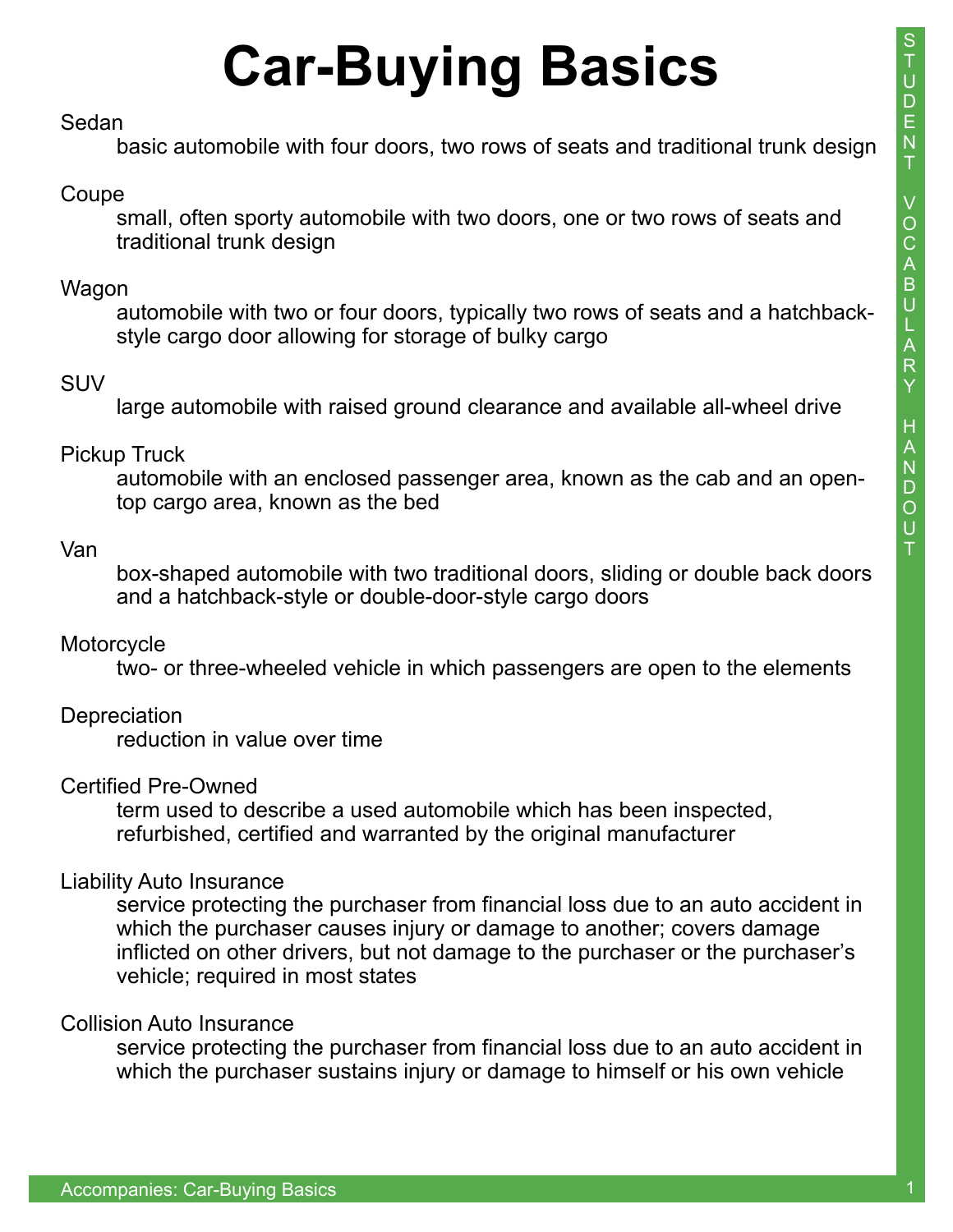# Car-Buying Basics

**Sedan**
basic automobile with four doors, two rows of seats and traditional trunk design

**Coupe**
small, often sporty automobile with two doors, one or two rows of seats and traditional trunk design

**Wagon**
automobile with two or four doors, typically two rows of seats and a hatchback-style cargo door allowing for storage of bulky cargo

**SUV**
large automobile with raised ground clearance and available all-wheel drive

**Pickup Truck**
automobile with an enclosed passenger area, known as the cab and an open-top cargo area, known as the bed

**Van**
box-shaped automobile with two traditional doors, sliding or double back doors and a hatchback-style or double-door-style cargo doors

**Motorcycle**
two- or three-wheeled vehicle in which passengers are open to the elements

**Depreciation**
reduction in value over time

**Certified Pre-Owned**
term used to describe a used automobile which has been inspected, refurbished, certified and warranted by the original manufacturer

**Liability Auto Insurance**
service protecting the purchaser from financial loss due to an auto accident in which the purchaser causes injury or damage to another; covers damage inflicted on other drivers, but not damage to the purchaser or the purchaser's vehicle; required in most states

**Collision Auto Insurance**
service protecting the purchaser from financial loss due to an auto accident in which the purchaser sustains injury or damage to himself or his own vehicle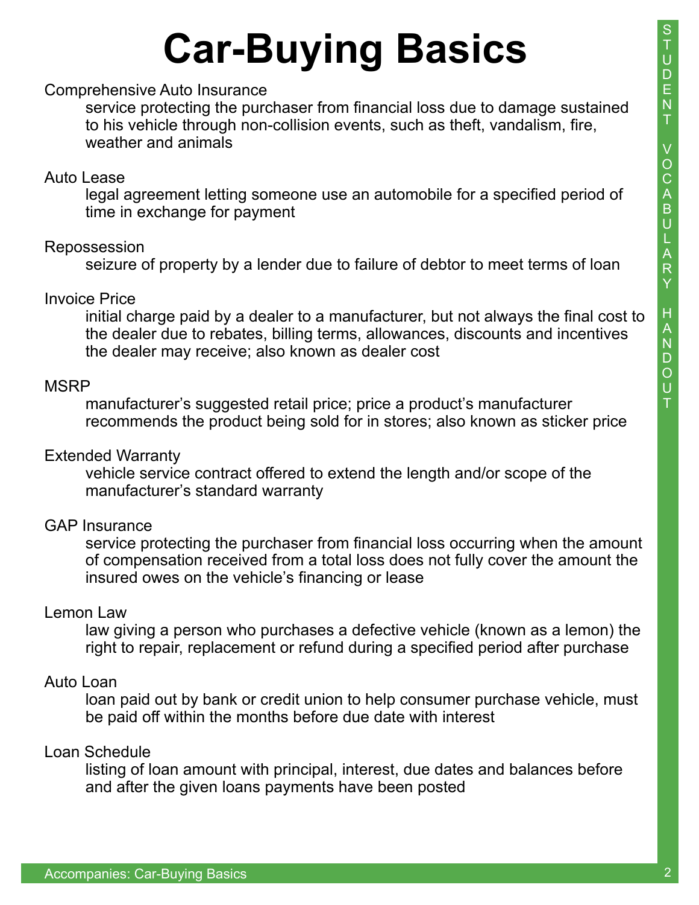# Car-Buying Basics

Comprehensive Auto Insurance
: service protecting the purchaser from financial loss due to damage sustained to his vehicle through non-collision events, such as theft, vandalism, fire, weather and animals

Auto Lease
: legal agreement letting someone use an automobile for a specified period of time in exchange for payment

Repossession
: seizure of property by a lender due to failure of debtor to meet terms of loan

Invoice Price
: initial charge paid by a dealer to a manufacturer, but not always the final cost to the dealer due to rebates, billing terms, allowances, discounts and incentives the dealer may receive; also known as dealer cost

MSRP
: manufacturer's suggested retail price; price a product's manufacturer recommends the product being sold for in stores; also known as sticker price

Extended Warranty
: vehicle service contract offered to extend the length and/or scope of the manufacturer's standard warranty

GAP Insurance
: service protecting the purchaser from financial loss occurring when the amount of compensation received from a total loss does not fully cover the amount the insured owes on the vehicle's financing or lease

Lemon Law
: law giving a person who purchases a defective vehicle (known as a lemon) the right to repair, replacement or refund during a specified period after purchase

Auto Loan
: loan paid out by bank or credit union to help consumer purchase vehicle, must be paid off within the months before due date with interest

Loan Schedule
: listing of loan amount with principal, interest, due dates and balances before and after the given loans payments have been posted